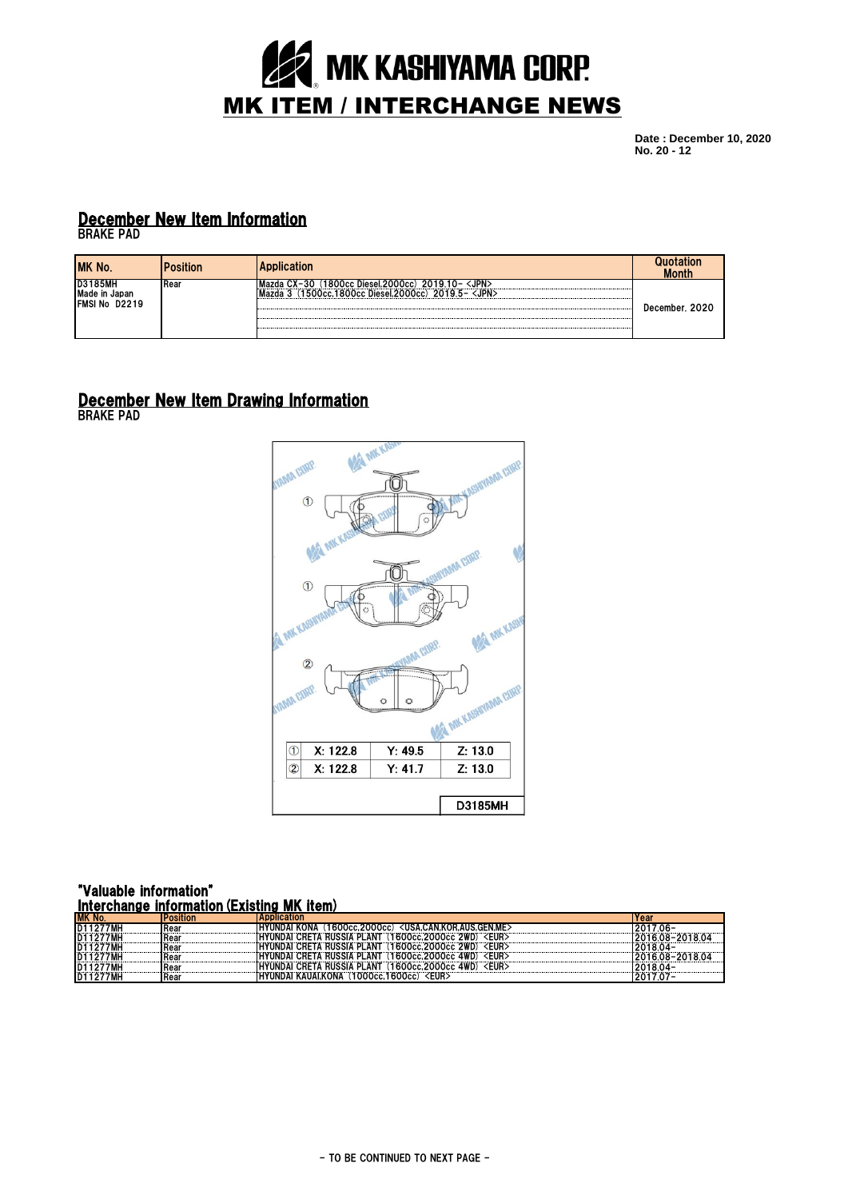# MK KASHIYAMA CORP.

## MK ITEM / INTERCHANGE NEWS

**Date : December 10, 2020**
**No. 20 - 12**

## December New Item Information

BRAKE PAD

| MK No. | Position | Application | Quotation Month |
|---|---|---|---|
| D3185MH<br>Made in Japan<br>FMSI No D2219 | Rear | Mazda CX-30 (1800cc Diesel,2000cc) 2019.10- <JPN><br>Mazda 3 (1500cc,1800cc Diesel,2000cc) 2019.5- <JPN> | December. 2020 |

## December New Item Drawing Information

BRAKE PAD

| | X | Y | Z |
|---|---|---|---|
| ① | X: 122.8 | Y: 49.5 | Z: 13.0 |
| ② | X: 122.8 | Y: 41.7 | Z: 13.0 |

D3185MH

## "Valuable information"

### Interchange information (Existing MK item)

| MK No. | Position | Application | Year |
|---|---|---|---|
| D11277MH | Rear | HYUNDAI KONA (1600cc,2000cc) <USA,CAN,KOR,AUS,GEN,ME> | 2017.06- |
| D11277MH | Rear | HYUNDAI CRETA RUSSIA PLANT (1600cc,2000cc 2WD) <EUR> | 2016.08-2018.04 |
| D11277MH | Rear | HYUNDAI CRETA RUSSIA PLANT (1600cc,2000cc 2WD) <EUR> | 2018.04- |
| D11277MH | Rear | HYUNDAI CRETA RUSSIA PLANT (1600cc,2000cc 4WD) <EUR> | 2016.08-2018.04 |
| D11277MH | Rear | HYUNDAI CRETA RUSSIA PLANT (1600cc,2000cc 4WD) <EUR> | 2018.04- |
| D11277MH | Rear | HYUNDAI KAUAI,KONA (1000cc,1600cc) <EUR> | 2017.07- |

- TO BE CONTINUED TO NEXT PAGE -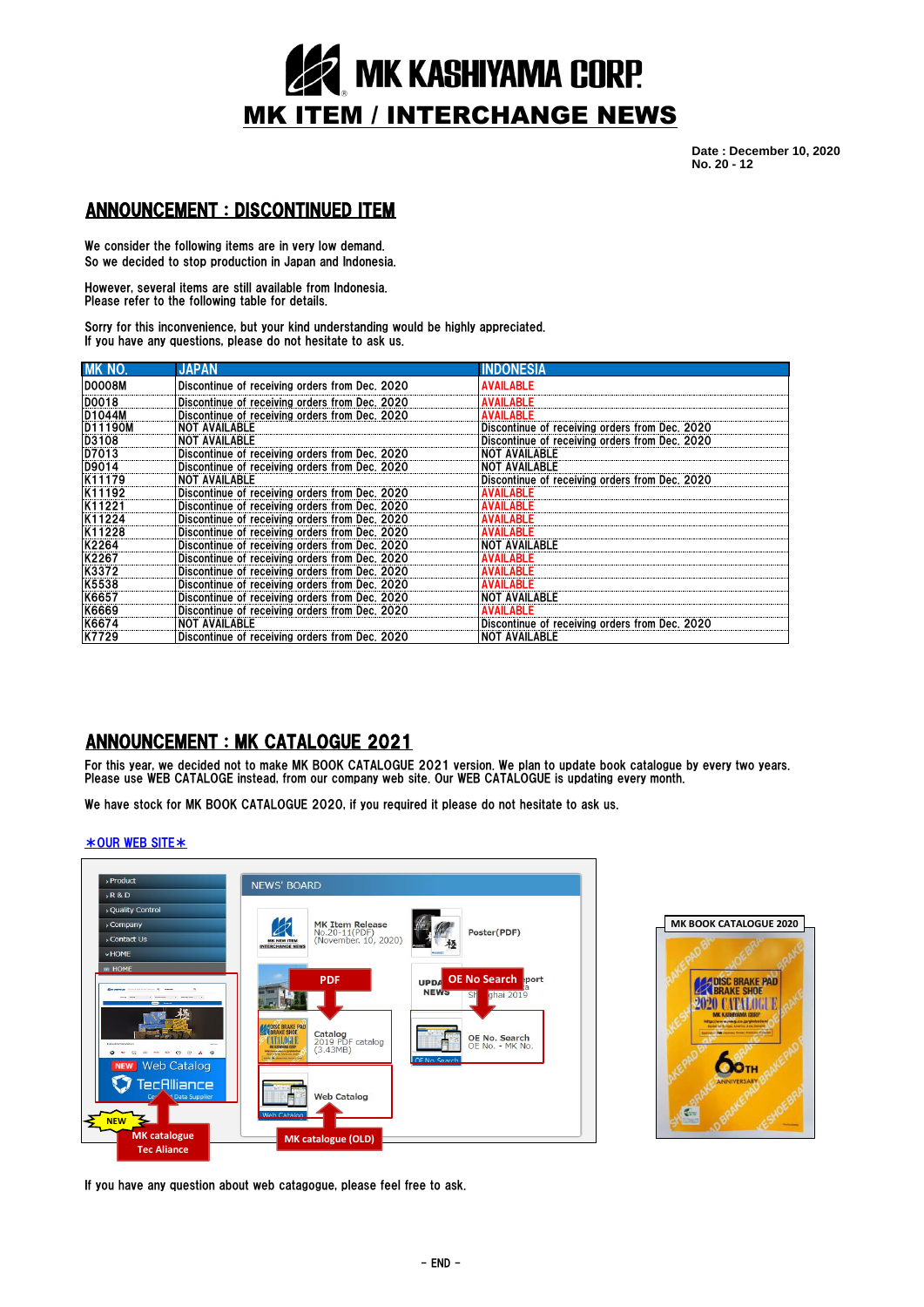# MK KASHIYAMA CORP.

## MK ITEM / INTERCHANGE NEWS

Date : December 10, 2020
No. 20 - 12

## ANNOUNCEMENT : DISCONTINUED ITEM

We consider the following items are in very low demand.
So we decided to stop production in Japan and Indonesia.

However, several items are still available from Indonesia.
Please refer to the following table for details.

Sorry for this inconvenience, but your kind understanding would be highly appreciated.
If you have any questions, please do not hesitate to ask us.

| MK NO. | JAPAN | INDONESIA |
|---|---|---|
| D0008M | Discontinue of receiving orders from Dec. 2020 | AVAILABLE |
| D0018 | Discontinue of receiving orders from Dec. 2020 | AVAILABLE |
| D1044M | Discontinue of receiving orders from Dec. 2020 | AVAILABLE |
| D11190M | NOT AVAILABLE | Discontinue of receiving orders from Dec. 2020 |
| D3108 | NOT AVAILABLE | Discontinue of receiving orders from Dec. 2020 |
| D7013 | Discontinue of receiving orders from Dec. 2020 | NOT AVAILABLE |
| D9014 | Discontinue of receiving orders from Dec. 2020 | NOT AVAILABLE |
| K11179 | NOT AVAILABLE | Discontinue of receiving orders from Dec. 2020 |
| K11192 | Discontinue of receiving orders from Dec. 2020 | AVAILABLE |
| K11221 | Discontinue of receiving orders from Dec. 2020 | AVAILABLE |
| K11224 | Discontinue of receiving orders from Dec. 2020 | AVAILABLE |
| K11228 | Discontinue of receiving orders from Dec. 2020 | AVAILABLE |
| K2264 | Discontinue of receiving orders from Dec. 2020 | NOT AVAILABLE |
| K2267 | Discontinue of receiving orders from Dec. 2020 | AVAILABLE |
| K3372 | Discontinue of receiving orders from Dec. 2020 | AVAILABLE |
| K5538 | Discontinue of receiving orders from Dec. 2020 | AVAILABLE |
| K6657 | Discontinue of receiving orders from Dec. 2020 | NOT AVAILABLE |
| K6669 | Discontinue of receiving orders from Dec. 2020 | AVAILABLE |
| K6674 | NOT AVAILABLE | Discontinue of receiving orders from Dec. 2020 |
| K7729 | Discontinue of receiving orders from Dec. 2020 | NOT AVAILABLE |

## ANNOUNCEMENT : MK CATALOGUE 2021

For this year, we decided not to make MK BOOK CATALOGUE 2021 version. We plan to update book catalogue by every two years.
Please use WEB CATALOG instead, from our company web site. Our WEB CATALOGUE is updating every month.

We have stock for MK BOOK CATALOGUE 2020, if you required it please do not hesitate to ask us.

*OUR WEB SITE*

NEWS' BOARD

MK Item Release No.20-11(PDF) (November. 10, 2020)

Poster(PDF)

PDF

OE No Search

Catalog 2019 PDF catalog (3.43MB)

OE No. Search OE No. - MK No.

Web Catalog

NEW Web Catalog

TecAlliance

NEW

MK catalogue Tec Aliance

MK catalogue (OLD)

MK BOOK CATALOGUE 2020

If you have any question about web catagogue, please feel free to ask.

- END -